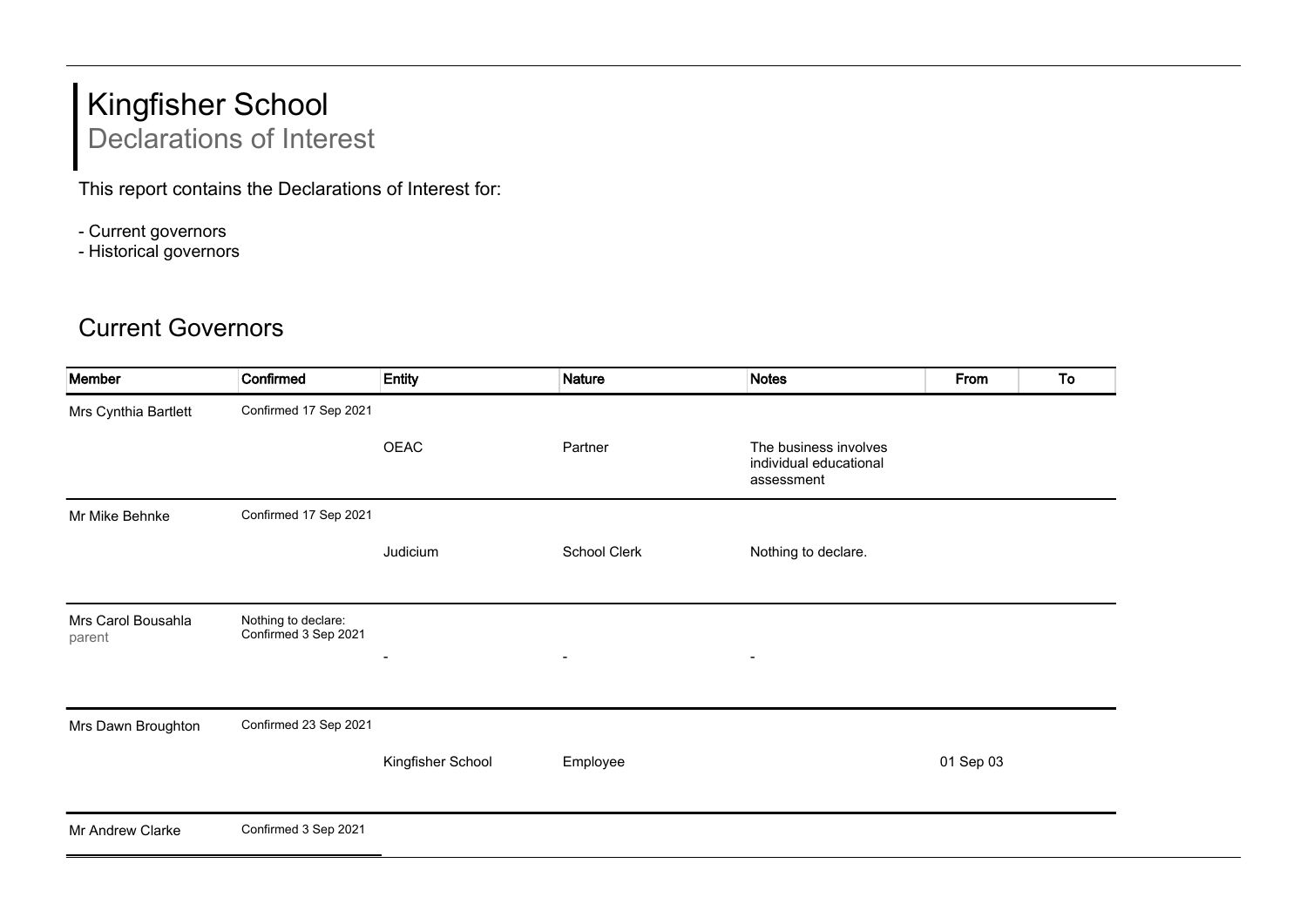# Kingfisher School

## Declarations of Interest

This report contains the Declarations of Interest for:

- Current governors
- Historical governors

## Current Governors

| Member | Confirmed | Entity | Nature | Notes | From | To |
|---|---|---|---|---|---|---|
| Mrs Cynthia Bartlett | Confirmed 17 Sep 2021 | | | | | |
| | | OEAC | Partner | The business involves individual educational assessment | | |
| Mr Mike Behnke | Confirmed 17 Sep 2021 | | | | | |
| | | Judicium | School Clerk | Nothing to declare. | | |
| Mrs Carol Bousahla parent | Nothing to declare: Confirmed 3 Sep 2021 | | | | | |
| | | - | - | - | | |
| Mrs Dawn Broughton | Confirmed 23 Sep 2021 | | | | | |
| | | Kingfisher School | Employee | | 01 Sep 03 | |
| Mr Andrew Clarke | Confirmed 3 Sep 2021 | | | | | |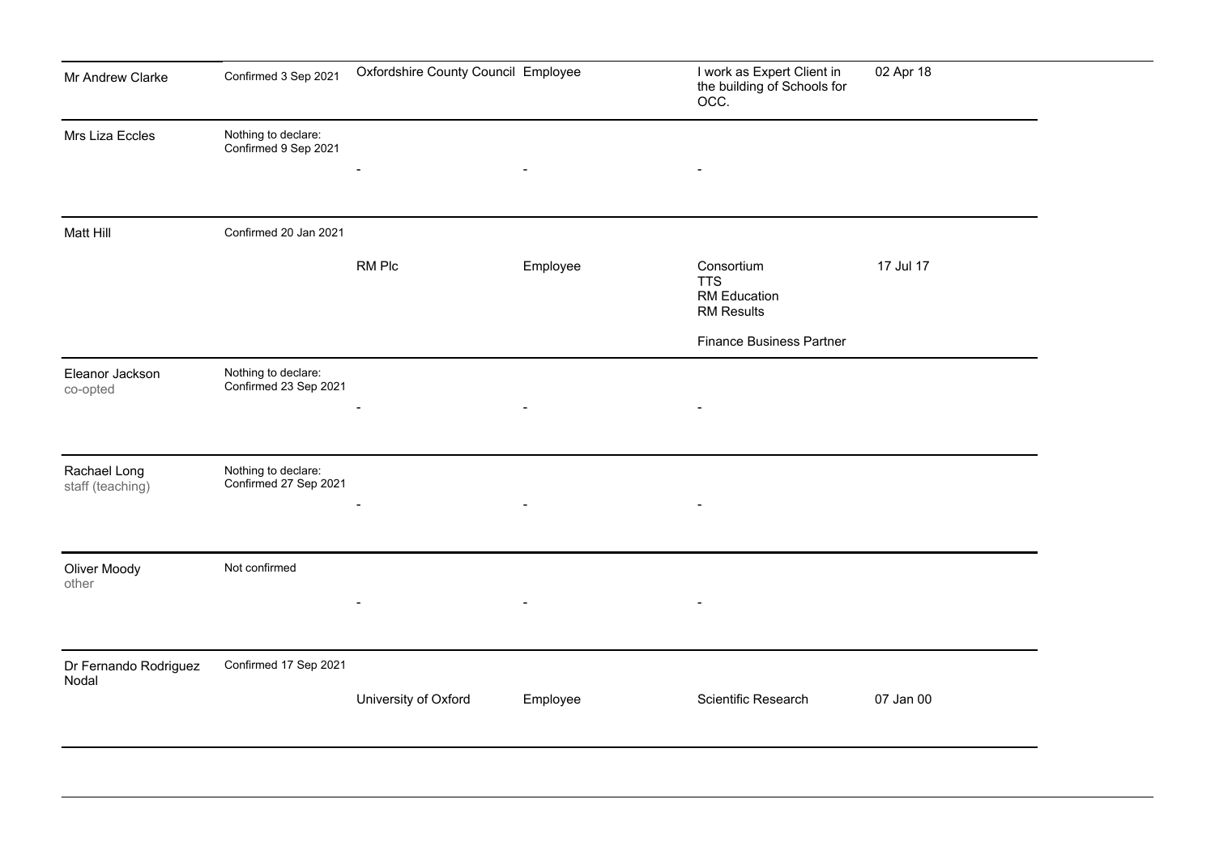| | | | | | |
|---|---|---|---|---|---|
| Mr Andrew Clarke | Confirmed 3 Sep 2021 | Oxfordshire County Council | Employee | I work as Expert Client in the building of Schools for OCC. | 02 Apr 18 |
| Mrs Liza Eccles | Nothing to declare: Confirmed 9 Sep 2021 | - | - | - | |
| Matt Hill | Confirmed 20 Jan 2021 | RM Plc | Employee | Consortium TTS RM Education RM Results<br><br>Finance Business Partner | 17 Jul 17 |
| Eleanor Jackson<br>co-opted | Nothing to declare: Confirmed 23 Sep 2021 | - | - | - | |
| Rachael Long<br>staff (teaching) | Nothing to declare: Confirmed 27 Sep 2021 | - | - | - | |
| Oliver Moody<br>other | Not confirmed | - | - | - | |
| Dr Fernando Rodriguez Nodal | Confirmed 17 Sep 2021 | University of Oxford | Employee | Scientific Research | 07 Jan 00 |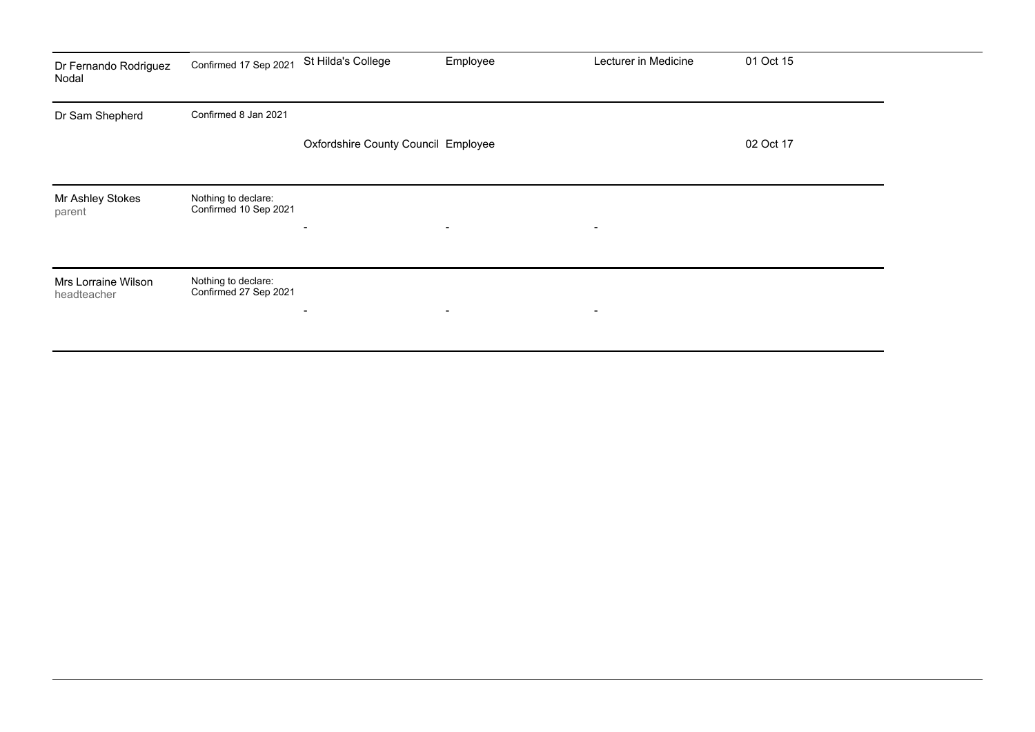| | | | | | |
|---|---|---|---|---|---|
| Dr Fernando Rodriguez Nodal | Confirmed 17 Sep 2021 | St Hilda's College | Employee | Lecturer in Medicine | 01 Oct 15 |
| Dr Sam Shepherd | Confirmed 8 Jan 2021 | Oxfordshire County Council | Employee | | 02 Oct 17 |
| Mr Ashley Stokes<br>parent | Nothing to declare:<br>Confirmed 10 Sep 2021 | - | - | - | |
| Mrs Lorraine Wilson<br>headteacher | Nothing to declare:<br>Confirmed 27 Sep 2021 | - | - | - | |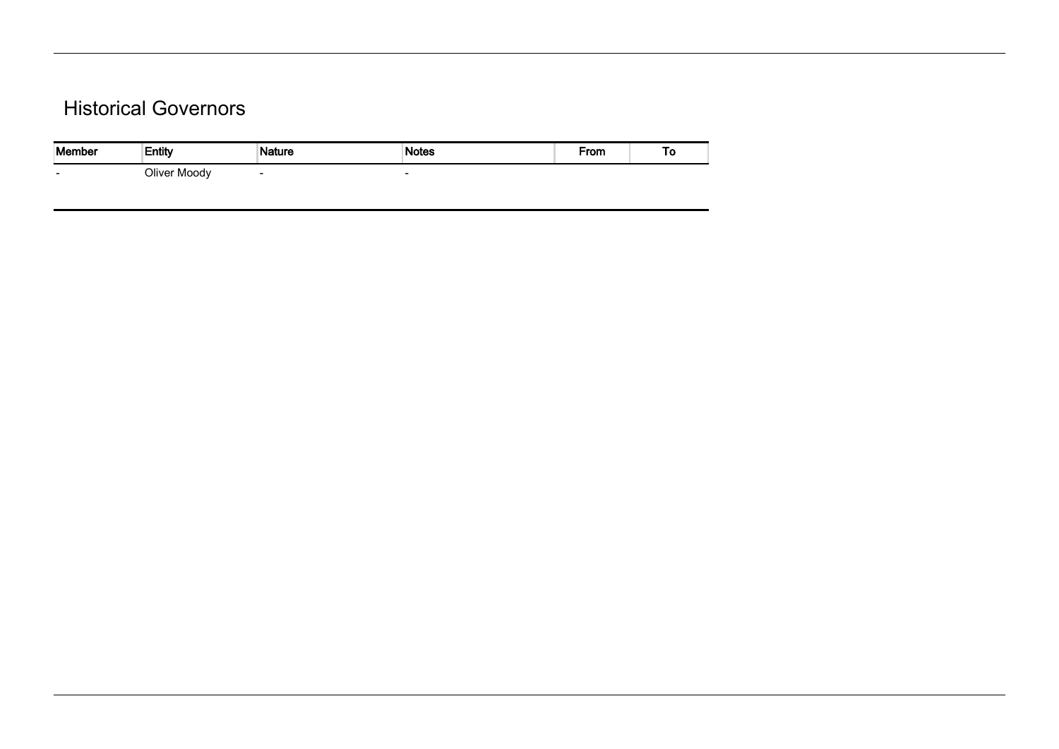## Historical Governors

| Member | Entity | Nature | Notes | From | To |
|---|---|---|---|---|---|
| - | Oliver Moody | - | - | | |